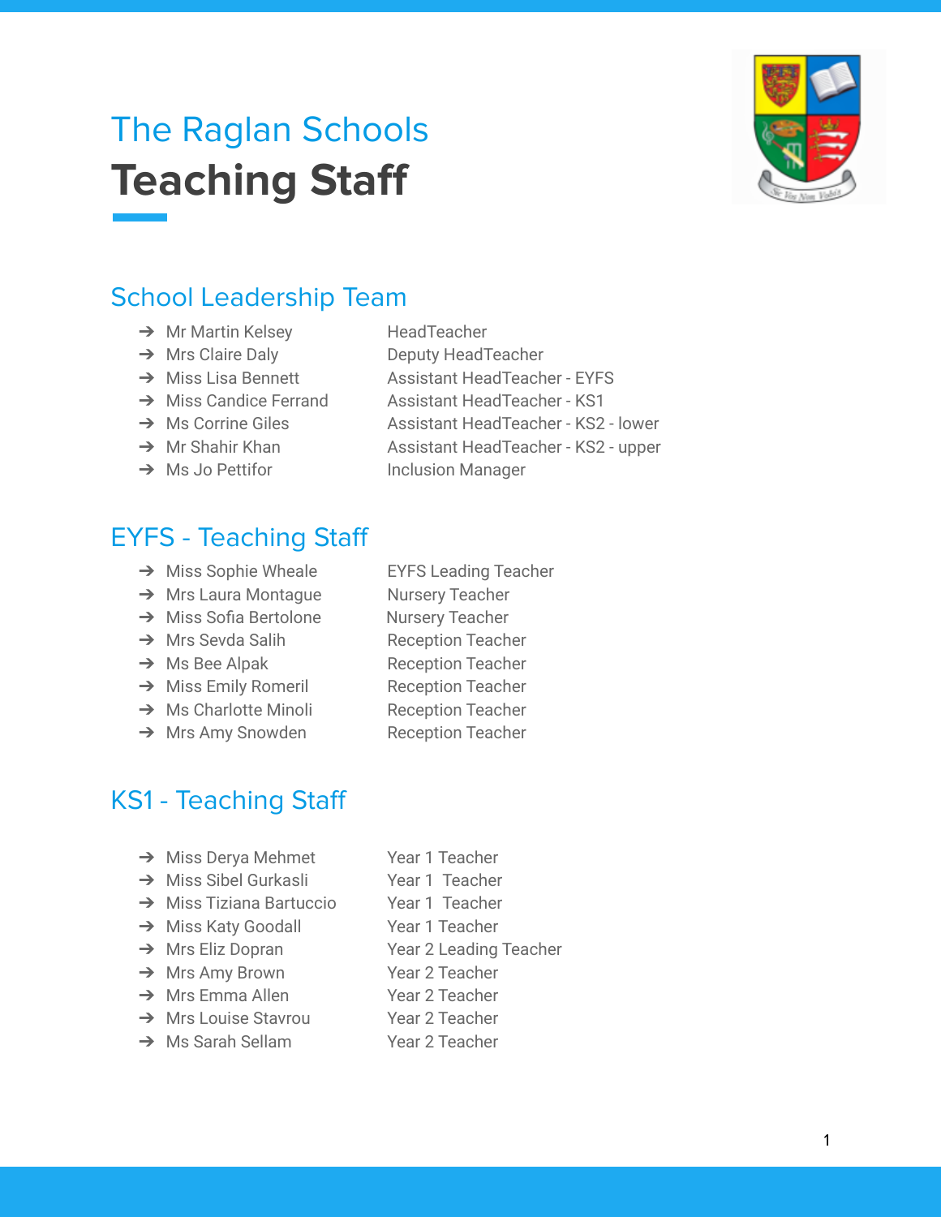# The Raglan Schools

# **Teaching Staff**

## School Leadership Team

| | |
|---|---|
| ➔ Mr Martin Kelsey | HeadTeacher |
| ➔ Mrs Claire Daly | Deputy HeadTeacher |
| ➔ Miss Lisa Bennett | Assistant HeadTeacher - EYFS |
| ➔ Miss Candice Ferrand | Assistant HeadTeacher - KS1 |
| ➔ Ms Corrine Giles | Assistant HeadTeacher - KS2 - lower |
| ➔ Mr Shahir Khan | Assistant HeadTeacher - KS2 - upper |
| ➔ Ms Jo Pettifor | Inclusion Manager |

## EYFS - Teaching Staff

| | |
|---|---|
| ➔ Miss Sophie Wheale | EYFS Leading Teacher |
| ➔ Mrs Laura Montague | Nursery Teacher |
| ➔ Miss Sofia Bertolone | Nursery Teacher |
| ➔ Mrs Sevda Salih | Reception Teacher |
| ➔ Ms Bee Alpak | Reception Teacher |
| ➔ Miss Emily Romeril | Reception Teacher |
| ➔ Ms Charlotte Minoli | Reception Teacher |
| ➔ Mrs Amy Snowden | Reception Teacher |

## KS1 - Teaching Staff

| | |
|---|---|
| ➔ Miss Derya Mehmet | Year 1 Teacher |
| ➔ Miss Sibel Gurkasli | Year 1 Teacher |
| ➔ Miss Tiziana Bartuccio | Year 1 Teacher |
| ➔ Miss Katy Goodall | Year 1 Teacher |
| ➔ Mrs Eliz Dopran | Year 2 Leading Teacher |
| ➔ Mrs Amy Brown | Year 2 Teacher |
| ➔ Mrs Emma Allen | Year 2 Teacher |
| ➔ Mrs Louise Stavrou | Year 2 Teacher |
| ➔ Ms Sarah Sellam | Year 2 Teacher |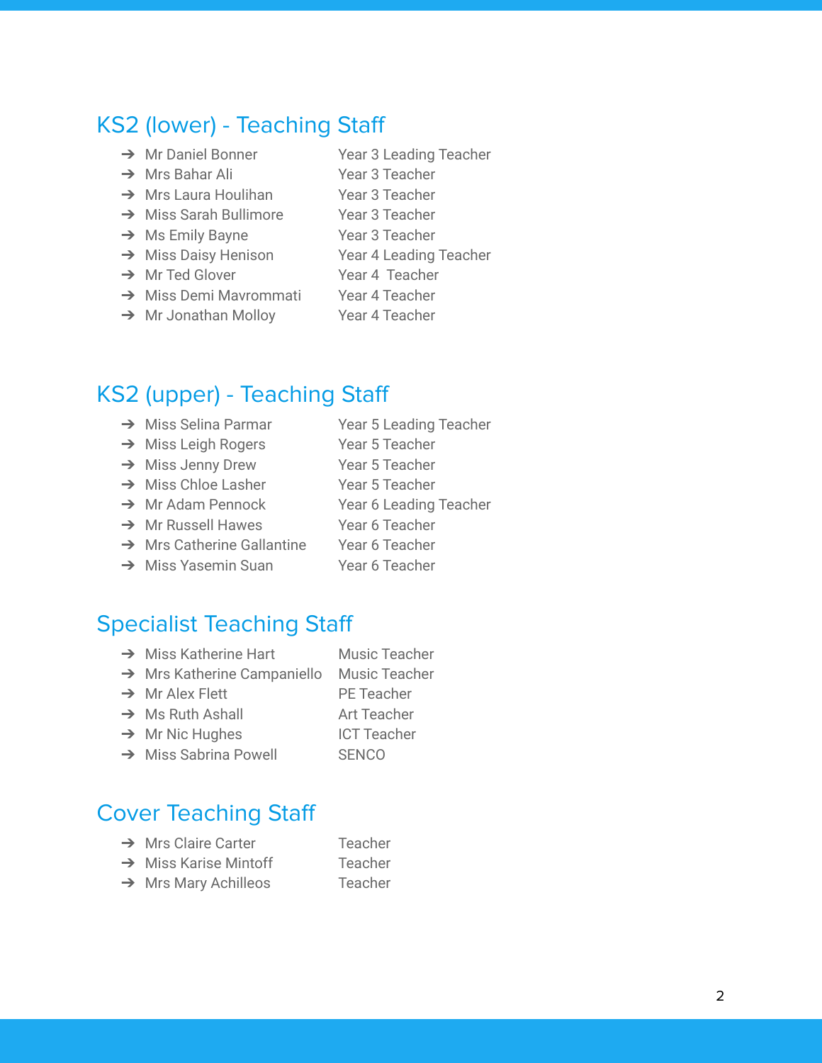## KS2 (lower) - Teaching Staff

| | |
|---|---|
| → Mr Daniel Bonner | Year 3 Leading Teacher |
| → Mrs Bahar Ali | Year 3 Teacher |
| → Mrs Laura Houlihan | Year 3 Teacher |
| → Miss Sarah Bullimore | Year 3 Teacher |
| → Ms Emily Bayne | Year 3 Teacher |
| → Miss Daisy Henison | Year 4 Leading Teacher |
| → Mr Ted Glover | Year 4 Teacher |
| → Miss Demi Mavrommati | Year 4 Teacher |
| → Mr Jonathan Molloy | Year 4 Teacher |

## KS2 (upper) - Teaching Staff

| | |
|---|---|
| → Miss Selina Parmar | Year 5 Leading Teacher |
| → Miss Leigh Rogers | Year 5 Teacher |
| → Miss Jenny Drew | Year 5 Teacher |
| → Miss Chloe Lasher | Year 5 Teacher |
| → Mr Adam Pennock | Year 6 Leading Teacher |
| → Mr Russell Hawes | Year 6 Teacher |
| → Mrs Catherine Gallantine | Year 6 Teacher |
| → Miss Yasemin Suan | Year 6 Teacher |

## Specialist Teaching Staff

| | |
|---|---|
| → Miss Katherine Hart | Music Teacher |
| → Mrs Katherine Campaniello | Music Teacher |
| → Mr Alex Flett | PE Teacher |
| → Ms Ruth Ashall | Art Teacher |
| → Mr Nic Hughes | ICT Teacher |
| → Miss Sabrina Powell | SENCO |

## Cover Teaching Staff

| | |
|---|---|
| → Mrs Claire Carter | Teacher |
| → Miss Karise Mintoff | Teacher |
| → Mrs Mary Achilleos | Teacher |